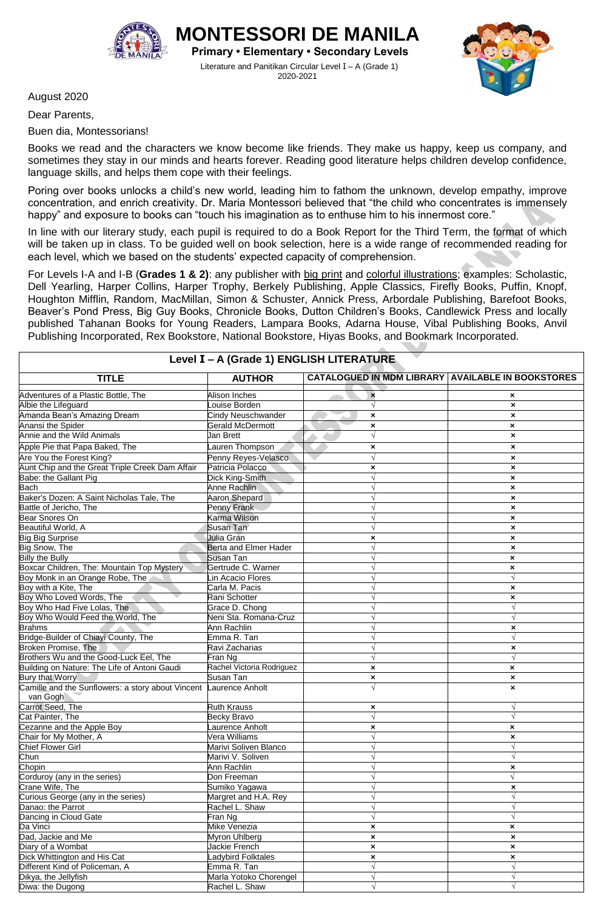# MONTESSORI DE MANILA

**Primary • Elementary • Secondary Levels**

Literature and Panitikan Circular Level I – A (Grade 1)
2020-2021

August 2020

Dear Parents,

Buen dia, Montessorians!

Books we read and the characters we know become like friends. They make us happy, keep us company, and sometimes they stay in our minds and hearts forever. Reading good literature helps children develop confidence, language skills, and helps them cope with their feelings.

Poring over books unlocks a child's new world, leading him to fathom the unknown, develop empathy, improve concentration, and enrich creativity. Dr. Maria Montessori believed that "the child who concentrates is immensely happy" and exposure to books can "touch his imagination as to enthuse him to his innermost core."

In line with our literary study, each pupil is required to do a Book Report for the Third Term, the format of which will be taken up in class. To be guided well on book selection, here is a wide range of recommended reading for each level, which we based on the students' expected capacity of comprehension.

For Levels I-A and I-B (**Grades 1 & 2**): any publisher with big print and colorful illustrations; examples: Scholastic, Dell Yearling, Harper Collins, Harper Trophy, Berkely Publishing, Apple Classics, Firefly Books, Puffin, Knopf, Houghton Mifflin, Random, MacMillan, Simon & Schuster, Annick Press, Arbordale Publishing, Barefoot Books, Beaver's Pond Press, Big Guy Books, Chronicle Books, Dutton Children's Books, Candlewick Press and locally published Tahanan Books for Young Readers, Lampara Books, Adarna House, Vibal Publishing Books, Anvil Publishing Incorporated, Rex Bookstore, National Bookstore, Hiyas Books, and Bookmark Incorporated.

**Level I – A (Grade 1) ENGLISH LITERATURE**

| TITLE | AUTHOR | CATALOGUED IN MDM LIBRARY | AVAILABLE IN BOOKSTORES |
|---|---|---|---|
| Adventures of a Plastic Bottle, The | Alison Inches | × | × |
| Albie the Lifeguard | Louise Borden | √ | × |
| Amanda Bean's Amazing Dream | Cindy Neuschwander | × | × |
| Anansi the Spider | Gerald McDermott | × | × |
| Annie and the Wild Animals | Jan Brett | √ | × |
| Apple Pie that Papa Baked, The | Lauren Thompson | × | × |
| Are You the Forest King? | Penny Reyes-Velasco | √ | × |
| Aunt Chip and the Great Triple Creek Dam Affair | Patricia Polacco | × | × |
| Babe: the Gallant Pig | Dick King-Smith | √ | × |
| Bach | Anne Rachlin | √ | × |
| Baker's Dozen: A Saint Nicholas Tale, The | Aaron Shepard | √ | × |
| Battle of Jericho, The | Penny Frank | √ | × |
| Bear Snores On | Karma Wilson | √ | × |
| Beautiful World, A | Susan Tan | √ | × |
| Big Big Surprise | Julia Gran | × | × |
| Big Snow, The | Berta and Elmer Hader | √ | × |
| Billy the Bully | Susan Tan | √ | × |
| Boxcar Children, The: Mountain Top Mystery | Gertrude C. Warner | √ | × |
| Boy Monk in an Orange Robe, The | Lin Acacio Flores | √ | √ |
| Boy with a Kite, The | Carla M. Pacis | √ | × |
| Boy Who Loved Words, The | Rani Schotter | √ | × |
| Boy Who Had Five Lolas, The | Grace D. Chong | √ | √ |
| Boy Who Would Feed the World, The | Neni Sta. Romana-Cruz | √ | √ |
| Brahms | Ann Rachlin | √ | × |
| Bridge-Builder of Chiayi County, The | Emma R. Tan | √ | √ |
| Broken Promise, The | Ravi Zacharias | √ | × |
| Brothers Wu and the Good-Luck Eel, The | Fran Ng | √ | √ |
| Building on Nature: The Life of Antoni Gaudi | Rachel Victoria Rodriguez | × | × |
| Bury that Worry | Susan Tan | × | × |
| Camille and the Sunflowers: a story about Vincent van Gogh | Laurence Anholt | √ | × |
| Carrot Seed, The | Ruth Krauss | × | √ |
| Cat Painter, The | Becky Bravo | √ | √ |
| Cezanne and the Apple Boy | Laurence Anholt | × | × |
| Chair for My Mother, A | Vera Williams | √ | × |
| Chief Flower Girl | Marivi Soliven Blanco | √ | √ |
| Chun | Marivi V. Soliven | √ | √ |
| Chopin | Ann Rachlin | √ | × |
| Corduroy (any in the series) | Don Freeman | √ | √ |
| Crane Wife, The | Sumiko Yagawa | √ | × |
| Curious George (any in the series) | Margret and H.A. Rey | √ | √ |
| Danao: the Parrot | Rachel L. Shaw | √ | √ |
| Dancing in Cloud Gate | Fran Ng | √ | √ |
| Da Vinci | Mike Venezia | × | × |
| Dad, Jackie and Me | Myron Uhlberg | × | × |
| Diary of a Wombat | Jackie French | × | × |
| Dick Whittington and His Cat | Ladybird Folktales | × | × |
| Different Kind of Policeman, A | Emma R. Tan | √ | √ |
| Dikya, the Jellyfish | Marla Yotoko Chorengel | √ | √ |
| Diwa: the Dugong | Rachel L. Shaw | √ | √ |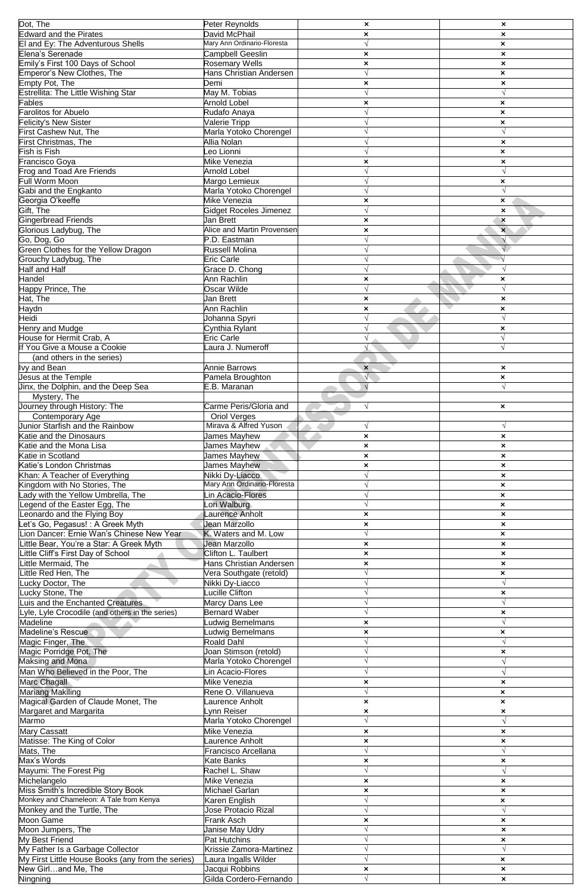| | | | |
|---|---|---|---|
| Dot, The | Peter Reynolds | × | × |
| Edward and the Pirates | David McPhail | × | × |
| El and Ey: The Adventurous Shells | Mary Ann Ordinario-Floresta | √ | × |
| Elena's Serenade | Campbell Geeslin | × | × |
| Emily's First 100 Days of School | Rosemary Wells | × | × |
| Emperor's New Clothes, The | Hans Christian Andersen | √ | × |
| Empty Pot, The | Demi | × | × |
| Estrellita: The Little Wishing Star | May M. Tobias | √ | √ |
| Fables | Arnold Lobel | × | × |
| Farolitos for Abuelo | Rudafo Anaya | √ | × |
| Felicity's New Sister | Valerie Tripp | √ | × |
| First Cashew Nut, The | Marla Yotoko Chorengel | √ | √ |
| First Christmas, The | Allia Nolan | √ | × |
| Fish is Fish | Leo Lionni | √ | × |
| Francisco Goya | Mike Venezia | × | × |
| Frog and Toad Are Friends | Arnold Lobel | √ | √ |
| Full Worm Moon | Margo Lemieux | √ | × |
| Gabi and the Engkanto | Marla Yotoko Chorengel | √ | √ |
| Georgia O'keeffe | Mike Venezia | × | × |
| Gift, The | Gidget Roceles Jimenez | √ | × |
| Gingerbread Friends | Jan Brett | × | × |
| Glorious Ladybug, The | Alice and Martin Provensen | × | × |
| Go, Dog, Go | P.D. Eastman | √ | √ |
| Green Clothes for the Yellow Dragon | Russell Molina | √ | √ |
| Grouchy Ladybug, The | Eric Carle | √ | √ |
| Half and Half | Grace D. Chong | √ | √ |
| Handel | Ann Rachlin | × | × |
| Happy Prince, The | Oscar Wilde | √ | √ |
| Hat, The | Jan Brett | × | × |
| Haydn | Ann Rachlin | × | × |
| Heidi | Johanna Spyri | √ | √ |
| Henry and Mudge | Cynthia Rylant | √ | × |
| House for Hermit Crab, A | Eric Carle | √ | √ |
| If You Give a Mouse a Cookie (and others in the series) | Laura J. Numeroff | √ | √ |
| Ivy and Bean | Annie Barrows | × | × |
| Jesus at the Temple | Pamela Broughton | √ | × |
| Jinx, the Dolphin, and the Deep Sea Mystery, The | E.B. Maranan | √ | √ |
| Journey through History: The Contemporary Age | Carme Peris/Gloria and Oriol Verges | √ | × |
| Junior Starfish and the Rainbow | Mirava & Alfred Yuson | √ | √ |
| Katie and the Dinosaurs | James Mayhew | × | × |
| Katie and the Mona Lisa | James Mayhew | × | × |
| Katie in Scotland | James Mayhew | × | × |
| Katie's London Christmas | James Mayhew | × | × |
| Khan: A Teacher of Everything | Nikki Dy-Liacco | √ | × |
| Kingdom with No Stories, The | Mary Ann Ordinario-Floresta | √ | × |
| Lady with the Yellow Umbrella, The | Lin Acacio-Flores | √ | × |
| Legend of the Easter Egg, The | Lori Walburg | √ | × |
| Leonardo and the Flying Boy | Laurence Anholt | × | × |
| Let's Go, Pegasus! : A Greek Myth | Jean Marzollo | × | × |
| Lion Dancer: Ernie Wan's Chinese New Year | K. Waters and M. Low | √ | × |
| Little Bear, You're a Star: A Greek Myth | Jean Marzollo | × | × |
| Little Cliff's First Day of School | Clifton L. Taulbert | × | × |
| Little Mermaid, The | Hans Christian Andersen | × | × |
| Little Red Hen, The | Vera Southgate (retold) | √ | × |
| Lucky Doctor, The | Nikki Dy-Liacco | √ | √ |
| Lucky Stone, The | Lucille Clifton | √ | × |
| Luis and the Enchanted Creatures | Marcy Dans Lee | √ | √ |
| Lyle, Lyle Crocodile (and others in the series) | Bernard Waber | √ | × |
| Madeline | Ludwig Bemelmans | × | √ |
| Madeline's Rescue | Ludwig Bemelmans | × | × |
| Magic Finger, The | Roald Dahl | √ | √ |
| Magic Porridge Pot, The | Joan Stimson (retold) | √ | × |
| Maksing and Mona | Marla Yotoko Chorengel | √ | √ |
| Man Who Believed in the Poor, The | Lin Acacio-Flores | √ | √ |
| Marc Chagall | Mike Venezia | × | × |
| Mariang Makiling | Rene O. Villanueva | √ | × |
| Magical Garden of Claude Monet, The | Laurence Anholt | × | × |
| Margaret and Margarita | Lynn Reiser | × | × |
| Marmo | Marla Yotoko Chorengel | √ | √ |
| Mary Cassatt | Mike Venezia | × | × |
| Matisse: The King of Color | Laurence Anholt | × | × |
| Mats, The | Francisco Arcellana | √ | √ |
| Max's Words | Kate Banks | × | × |
| Mayumi: The Forest Pig | Rachel L. Shaw | √ | √ |
| Michelangelo | Mike Venezia | × | × |
| Miss Smith's Incredible Story Book | Michael Garlan | × | × |
| Monkey and Chameleon: A Tale from Kenya | Karen English | √ | × |
| Monkey and the Turtle, The | Jose Protacio Rizal | √ | √ |
| Moon Game | Frank Asch | × | × |
| Moon Jumpers, The | Janise May Udry | √ | × |
| My Best Friend | Pat Hutchins | √ | × |
| My Father Is a Garbage Collector | Krissie Zamora-Martinez | √ | √ |
| My First Little House Books (any from the series) | Laura Ingalls Wilder | √ | × |
| New Girl…and Me, The | Jacqui Robbins | × | × |
| Ningning | Gilda Cordero-Fernando | √ | × |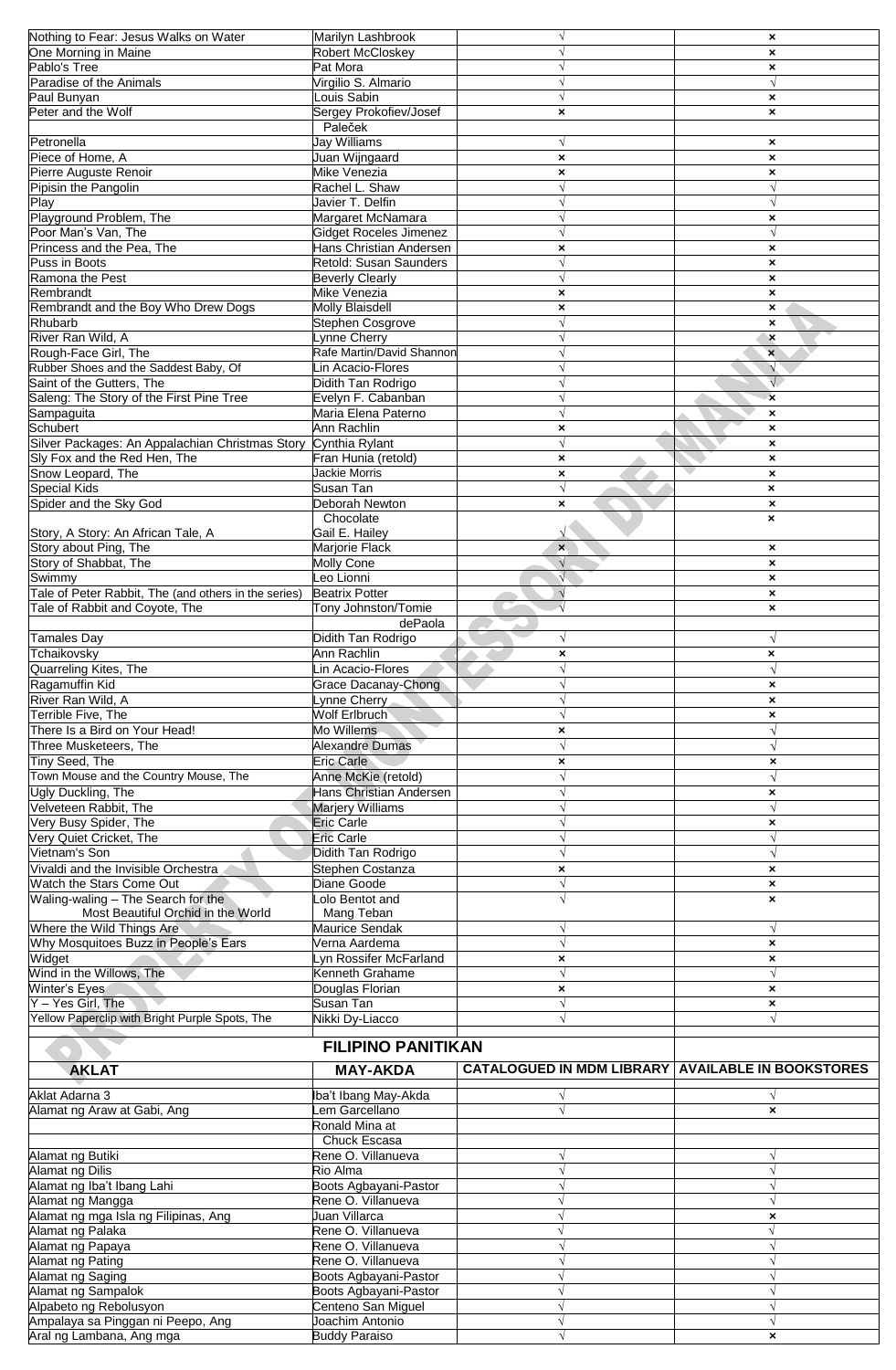| | | | |
|---|---|---|---|
| Nothing to Fear: Jesus Walks on Water | Marilyn Lashbrook | √ | × |
| One Morning in Maine | Robert McCloskey | √ | × |
| Pablo's Tree | Pat Mora | √ | × |
| Paradise of the Animals | Virgilio S. Almario | √ | √ |
| Paul Bunyan | Louis Sabin | √ | × |
| Peter and the Wolf | Sergey Prokofiev/Josef Paleček | × | × |
| Petronella | Jay Williams | √ | × |
| Piece of Home, A | Juan Wijngaard | × | × |
| Pierre Auguste Renoir | Mike Venezia | × | × |
| Pipisin the Pangolin | Rachel L. Shaw | √ | √ |
| Play | Javier T. Delfin | √ | √ |
| Playground Problem, The | Margaret McNamara | √ | × |
| Poor Man's Van, The | Gidget Roceles Jimenez | √ | √ |
| Princess and the Pea, The | Hans Christian Andersen | × | × |
| Puss in Boots | Retold: Susan Saunders | √ | × |
| Ramona the Pest | Beverly Clearly | √ | × |
| Rembrandt | Mike Venezia | × | × |
| Rembrandt and the Boy Who Drew Dogs | Molly Blaisdell | × | × |
| Rhubarb | Stephen Cosgrove | √ | × |
| River Ran Wild, A | Lynne Cherry | √ | × |
| Rough-Face Girl, The | Rafe Martin/David Shannon | √ | × |
| Rubber Shoes and the Saddest Baby, Of | Lin Acacio-Flores | √ | √ |
| Saint of the Gutters, The | Didith Tan Rodrigo | √ | √ |
| Saleng: The Story of the First Pine Tree | Evelyn F. Cabanban | √ | × |
| Sampaguita | Maria Elena Paterno | √ | × |
| Schubert | Ann Rachlin | × | × |
| Silver Packages: An Appalachian Christmas Story | Cynthia Rylant | √ | × |
| Sly Fox and the Red Hen, The | Fran Hunia (retold) | × | × |
| Snow Leopard, The | Jackie Morris | × | × |
| Special Kids | Susan Tan | √ | × |
| Spider and the Sky God | Deborah Newton Chocolate | × | × |
| Story, A Story: An African Tale, A | Gail E. Hailey | √ | × |
| Story about Ping, The | Marjorie Flack | × | × |
| Story of Shabbat, The | Molly Cone | √ | × |
| Swimmy | Leo Lionni | √ | × |
| Tale of Peter Rabbit, The (and others in the series) | Beatrix Potter | √ | × |
| Tale of Rabbit and Coyote, The | Tony Johnston/Tomie dePaola | √ | × |
| Tamales Day | Didith Tan Rodrigo | √ | √ |
| Tchaikovsky | Ann Rachlin | × | × |
| Quarreling Kites, The | Lin Acacio-Flores | √ | √ |
| Ragamuffin Kid | Grace Dacanay-Chong | √ | × |
| River Ran Wild, A | Lynne Cherry | √ | × |
| Terrible Five, The | Wolf Erlbruch | √ | × |
| There Is a Bird on Your Head! | Mo Willems | × | √ |
| Three Musketeers, The | Alexandre Dumas | √ | √ |
| Tiny Seed, The | Eric Carle | × | × |
| Town Mouse and the Country Mouse, The | Anne McKie (retold) | √ | √ |
| Ugly Duckling, The | Hans Christian Andersen | √ | × |
| Velveteen Rabbit, The | Marjery Williams | √ | √ |
| Very Busy Spider, The | Eric Carle | √ | × |
| Very Quiet Cricket, The | Eric Carle | √ | √ |
| Vietnam's Son | Didith Tan Rodrigo | √ | √ |
| Vivaldi and the Invisible Orchestra | Stephen Costanza | × | × |
| Watch the Stars Come Out | Diane Goode | √ | × |
| Waling-waling – The Search for the Most Beautiful Orchid in the World | Lolo Bentot and Mang Teban | √ | × |
| Where the Wild Things Are | Maurice Sendak | √ | √ |
| Why Mosquitoes Buzz in People's Ears | Verna Aardema | √ | × |
| Widget | Lyn Rossifer McFarland | × | × |
| Wind in the Willows, The | Kenneth Grahame | √ | √ |
| Winter's Eyes | Douglas Florian | × | × |
| Y – Yes Girl, The | Susan Tan | √ | × |
| Yellow Paperclip with Bright Purple Spots, The | Nikki Dy-Liacco | √ | √ |

## FILIPINO PANITIKAN

| AKLAT | MAY-AKDA | CATALOGUED IN MDM LIBRARY | AVAILABLE IN BOOKSTORES |
|---|---|---|---|
| Aklat Adarna 3 | Iba't Ibang May-Akda | √ | √ |
| Alamat ng Araw at Gabi, Ang | Lem Garcellano Ronald Mina at Chuck Escasa | √ | × |
| Alamat ng Butiki | Rene O. Villanueva | √ | √ |
| Alamat ng Dilis | Rio Alma | √ | √ |
| Alamat ng Iba't Ibang Lahi | Boots Agbayani-Pastor | √ | √ |
| Alamat ng Mangga | Rene O. Villanueva | √ | √ |
| Alamat ng mga Isla ng Filipinas, Ang | Juan Villarca | √ | × |
| Alamat ng Palaka | Rene O. Villanueva | √ | √ |
| Alamat ng Papaya | Rene O. Villanueva | √ | √ |
| Alamat ng Pating | Rene O. Villanueva | √ | √ |
| Alamat ng Saging | Boots Agbayani-Pastor | √ | √ |
| Alamat ng Sampalok | Boots Agbayani-Pastor | √ | √ |
| Alpabeto ng Rebolusyon | Centeno San Miguel | √ | √ |
| Ampalaya sa Pinggan ni Peepo, Ang | Joachim Antonio | √ | √ |
| Aral ng Lambana, Ang mga | Buddy Paraiso | √ | × |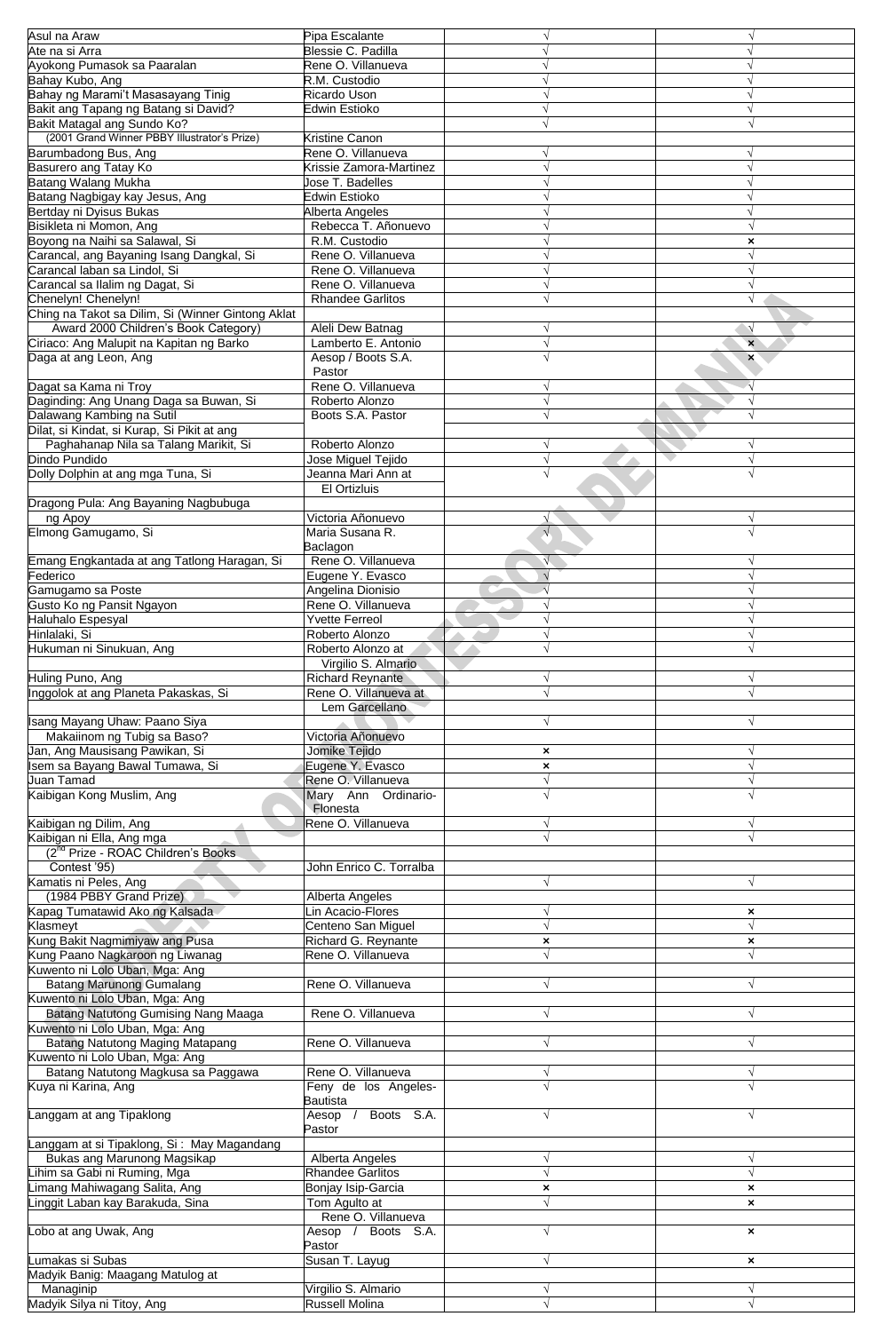| | | | |
|---|---|---|---|
| Asul na Araw | Pipa Escalante | √ | √ |
| Ate na si Arra | Blessie C. Padilla | √ | √ |
| Ayokong Pumasok sa Paaralan | Rene O. Villanueva | √ | √ |
| Bahay Kubo, Ang | R.M. Custodio | √ | √ |
| Bahay ng Marami't Masasayang Tinig | Ricardo Uson | √ | √ |
| Bakit ang Tapang ng Batang si David? | Edwin Estioko | √ | √ |
| Bakit Matagal ang Sundo Ko? | | √ | √ |
| (2001 Grand Winner PBBY Illustrator's Prize) | Kristine Canon | | |
| Barumbadong Bus, Ang | Rene O. Villanueva | √ | √ |
| Basurero ang Tatay Ko | Krissie Zamora-Martinez | √ | √ |
| Batang Walang Mukha | Jose T. Badelles | √ | √ |
| Batang Nagbigay kay Jesus, Ang | Edwin Estioko | √ | √ |
| Bertday ni Dyisus Bukas | Alberta Angeles | √ | √ |
| Bisikleta ni Momon, Ang | Rebecca T. Añonuevo | √ | √ |
| Boyong na Naihi sa Salawal, Si | R.M. Custodio | √ | × |
| Carancal, ang Bayaning Isang Dangkal, Si | Rene O. Villanueva | √ | √ |
| Carancal laban sa Lindol, Si | Rene O. Villanueva | √ | √ |
| Carancal sa Ilalim ng Dagat, Si | Rene O. Villanueva | √ | √ |
| Chenelyn! Chenelyn! | Rhandee Garlitos | √ | √ |
| Ching na Takot sa Dilim, Si (Winner Gintong Aklat | | | |
| Award 2000 Children's Book Category) | Aleli Dew Batnag | √ | √ |
| Ciriaco: Ang Malupit na Kapitan ng Barko | Lamberto E. Antonio | √ | × |
| Daga at ang Leon, Ang | Aesop / Boots S.A. Pastor | √ | × |
| Dagat sa Kama ni Troy | Rene O. Villanueva | √ | √ |
| Daginding: Ang Unang Daga sa Buwan, Si | Roberto Alonzo | √ | √ |
| Dalawang Kambing na Sutil | Boots S.A. Pastor | √ | √ |
| Dilat, si Kindat, si Kurap, Si Pikit at ang | | | |
| Paghahanap Nila sa Talang Marikit, Si | Roberto Alonzo | √ | √ |
| Dindo Pundido | Jose Miguel Tejido | √ | √ |
| Dolly Dolphin at ang mga Tuna, Si | Jeanna Mari Ann at El Ortizluis | √ | √ |
| Dragong Pula: Ang Bayaning Nagbubuga | | | |
| ng Apoy | Victoria Añonuevo | √ | √ |
| Elmong Gamugamo, Si | Maria Susana R. Baclagon | √ | √ |
| Emang Engkantada at ang Tatlong Haragan, Si | Rene O. Villanueva | √ | √ |
| Federico | Eugene Y. Evasco | √ | √ |
| Gamugamo sa Poste | Angelina Dionisio | √ | √ |
| Gusto Ko ng Pansit Ngayon | Rene O. Villanueva | √ | √ |
| Haluhalo Espesyal | Yvette Ferreol | √ | √ |
| Hinlalaki, Si | Roberto Alonzo | √ | √ |
| Hukuman ni Sinukuan, Ang | Roberto Alonzo at Virgilio S. Almario | √ | √ |
| Huling Puno, Ang | Richard Reynante | √ | √ |
| Inggolok at ang Planeta Pakaskas, Si | Rene O. Villanueva at Lem Garcellano | √ | √ |
| Isang Mayang Uhaw: Paano Siya | | √ | √ |
| Makaiinom ng Tubig sa Baso? | Victoria Añonuevo | | |
| Jan, Ang Mausisang Pawikan, Si | Jomike Tejido | × | √ |
| Isem sa Bayang Bawal Tumawa, Si | Eugene Y. Evasco | × | √ |
| Juan Tamad | Rene O. Villanueva | √ | √ |
| Kaibigan Kong Muslim, Ang | Mary Ann Ordinario-Flonesta | √ | √ |
| Kaibigan ng Dilim, Ang | Rene O. Villanueva | √ | √ |
| Kaibigan ni Ella, Ang mga | | √ | √ |
| (2nd Prize - ROAC Children's Books | | | |
| Contest '95) | John Enrico C. Torralba | | |
| Kamatis ni Peles, Ang | | √ | √ |
| (1984 PBBY Grand Prize) | Alberta Angeles | | |
| Kapag Tumatawid Ako ng Kalsada | Lin Acacio-Flores | √ | × |
| Klasmeyt | Centeno San Miguel | √ | √ |
| Kung Bakit Nagmimiyaw ang Pusa | Richard G. Reynante | × | × |
| Kung Paano Nagkaroon ng Liwanag | Rene O. Villanueva | √ | √ |
| Kuwento ni Lolo Uban, Mga: Ang | | | |
| Batang Marunong Gumalang | Rene O. Villanueva | √ | √ |
| Kuwento ni Lolo Uban, Mga: Ang | | | |
| Batang Natutong Gumising Nang Maaga | Rene O. Villanueva | √ | √ |
| Kuwento ni Lolo Uban, Mga: Ang | | | |
| Batang Natutong Maging Matapang | Rene O. Villanueva | √ | √ |
| Kuwento ni Lolo Uban, Mga: Ang | | | |
| Batang Natutong Magkusa sa Paggawa | Rene O. Villanueva | √ | √ |
| Kuya ni Karina, Ang | Feny de los Angeles-Bautista | √ | √ |
| Langgam at ang Tipaklong | Aesop / Boots S.A. Pastor | √ | √ |
| Langgam at si Tipaklong, Si : May Magandang | | | |
| Bukas ang Marunong Magsikap | Alberta Angeles | √ | √ |
| Lihim sa Gabi ni Ruming, Mga | Rhandee Garlitos | √ | √ |
| Limang Mahiwagang Salita, Ang | Bonjay Isip-Garcia | × | × |
| Linggit Laban kay Barakuda, Sina | Tom Agulto at Rene O. Villanueva | √ | × |
| Lobo at ang Uwak, Ang | Aesop / Boots S.A. Pastor | √ | × |
| Lumakas si Subas | Susan T. Layug | √ | × |
| Madyik Banig: Maagang Matulog at | | | |
| Managinip | Virgilio S. Almario | √ | √ |
| Madyik Silya ni Titoy, Ang | Russell Molina | √ | √ |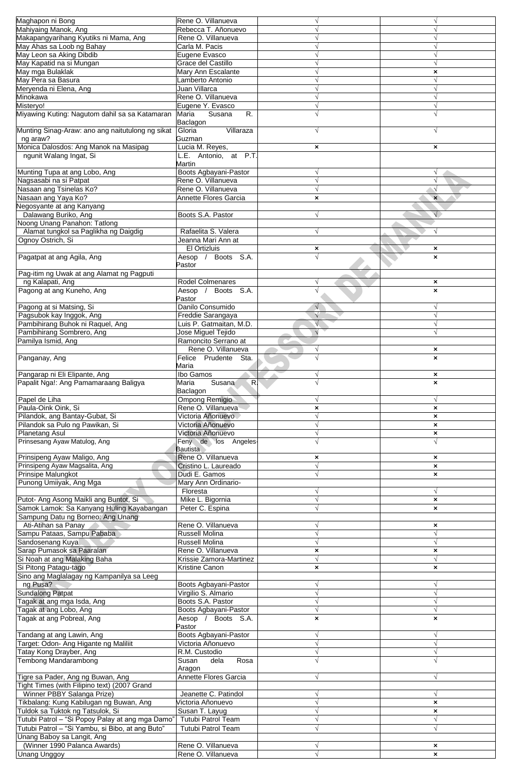| | | | |
|---|---|---|---|
| Maghapon ni Bong | Rene O. Villanueva | √ | √ |
| Mahiyaing Manok, Ang | Rebecca T. Añonuevo | √ | √ |
| Makapangyarihang Kyutiks ni Mama, Ang | Rene O. Villanueva | √ | √ |
| May Ahas sa Loob ng Bahay | Carla M. Pacis | √ | √ |
| May Leon sa Aking Dibdib | Eugene Evasco | √ | √ |
| May Kapatid na si Mungan | Grace del Castillo | √ | √ |
| May mga Bulaklak | Mary Ann Escalante | √ | × |
| May Pera sa Basura | Lamberto Antonio | √ | √ |
| Meryenda ni Elena, Ang | Juan Villarca | √ | √ |
| Minokawa | Rene O. Villanueva | √ | √ |
| Misteryo! | Eugene Y. Evasco | √ | √ |
| Miyawing Kuting: Nagutom dahil sa sa Katamaran | Maria Susana R. Baclagon | √ | √ |
| Munting Sinag-Araw: ano ang naitutulong ng sikat ng araw? | Gloria Villaraza Guzman | √ | √ |
| Monica Dalosdos: Ang Manok na Masipag ngunit Walang Ingat, Si | Lucia M. Reyes, L.E. Antonio, at P.T. Martin | × | × |
| Munting Tupa at ang Lobo, Ang | Boots Agbayani-Pastor | √ | √ |
| Nagsasabi na si Patpat | Rene O. Villanueva | √ | √ |
| Nasaan ang Tsinelas Ko? | Rene O. Villanueva | √ | √ |
| Nasaan ang Yaya Ko? | Annette Flores Garcia | × | × |
| Negosyante at ang Kanyang Dalawang Buriko, Ang | Boots S.A. Pastor | √ | √ |
| Noong Unang Panahon: Tatlong Alamat tungkol sa Paglikha ng Daigdig | Rafaelita S. Valera | √ | √ |
| Ognoy Ostrich, Si | Jeanna Mari Ann at El Ortizluis | × | × |
| Pagatpat at ang Agila, Ang | Aesop / Boots S.A. Pastor | √ | × |
| Pag-itim ng Uwak at ang Alamat ng Pagputi ng Kalapati, Ang | Rodel Colmenares | √ | × |
| Pagong at ang Kuneho, Ang | Aesop / Boots S.A. Pastor | √ | × |
| Pagong at si Matsing, Si | Danilo Consumido | √ | √ |
| Pagsubok kay Inggok, Ang | Freddie Sarangaya | √ | √ |
| Pambihirang Buhok ni Raquel, Ang | Luis P. Gatmaitan, M.D. | √ | √ |
| Pambihirang Sombrero, Ang | Jose Miguel Tejido | √ | √ |
| Pamilya Ismid, Ang | Ramoncito Serrano at Rene O. Villanueva | √ | × |
| Panganay, Ang | Felice Prudente Sta. Maria | √ | × |
| Pangarap ni Eli Elipante, Ang | Ibo Gamos | √ | × |
| Papalit Nga!: Ang Pamamaraang Baligya | Maria Susana R. Baclagon | √ | × |
| Papel de Liha | Ompong Remigio | √ | √ |
| Paula-Oink Oink, Si | Rene O. Villanueva | × | × |
| Pilandok, ang Bantay-Gubat, Si | Victoria Añonuevo | √ | × |
| Pilandok sa Pulo ng Pawikan, Si | Victoria Añonuevo | √ | × |
| Planetang Asul | Victoria Añonuevo | √ | × |
| Prinsesang Ayaw Matulog, Ang | Feny de los Angeles-Bautista | √ | √ |
| Prinsipeng Ayaw Maligo, Ang | Rene O. Villanueva | × | × |
| Prinsipeng Ayaw Magsalita, Ang | Cristino L. Laureado | √ | × |
| Prinsipe Malungkot | Dudi E. Gamos | √ | × |
| Punong Umiiyak, Ang Mga | Mary Ann Ordinario-Floresta | √ | √ |
| Putot- Ang Asong Maikli ang Buntot, Si | Mike L. Bigornia | √ | × |
| Samok Lamok: Sa Kanyang Huling Kayabangan | Peter C. Espina | √ | × |
| Sampung Datu ng Borneo: Ang Unang Ati-Atihan sa Panay | Rene O. Villanueva | √ | × |
| Sampu Pataas, Sampu Pababa | Russell Molina | √ | √ |
| Sandosenang Kuya | Russell Molina | √ | √ |
| Sarap Pumasok sa Paaralan | Rene O. Villanueva | × | × |
| Si Noah at ang Malaking Baha | Krissie Zamora-Martinez | √ | √ |
| Si Pitong Patagu-tago | Kristine Canon | × | × |
| Sino ang Maglalagay ng Kampanilya sa Leeg ng Pusa? | Boots Agbayani-Pastor | √ | √ |
| Sundalong Patpat | Virgilio S. Almario | √ | √ |
| Tagak at ang mga Isda, Ang | Boots S.A. Pastor | √ | √ |
| Tagak at ang Lobo, Ang | Boots Agbayani-Pastor | √ | √ |
| Tagak at ang Pobreal, Ang | Aesop / Boots S.A. Pastor | × | × |
| Tandang at ang Lawin, Ang | Boots Agbayani-Pastor | √ | √ |
| Target: Odon- Ang Higante ng Maliliit | Victoria Añonuevo | √ | √ |
| Tatay Kong Drayber, Ang | R.M. Custodio | √ | √ |
| Tembong Mandarambong | Susan dela Rosa Aragon | √ | √ |
| Tigre sa Pader, Ang ng Buwan, Ang | Annette Flores Garcia | √ | √ |
| Tight Times (with Filipino text) (2007 Grand Winner PBBY Salanga Prize) | Jeanette C. Patindol | √ | √ |
| Tikbalang: Kung Kabilugan ng Buwan, Ang | Victoria Añonuevo | √ | × |
| Tuldok sa Tuktok ng Tatsulok, Si | Susan T. Layug | √ | × |
| Tutubi Patrol – "Si Popoy Palay at ang mga Damo" | Tutubi Patrol Team | √ | √ |
| Tutubi Patrol – "Si Yambu, si Bibo, at ang Buto" | Tutubi Patrol Team | √ | √ |
| Unang Baboy sa Langit, Ang (Winner 1990 Palanca Awards) | Rene O. Villanueva | √ | × |
| Unang Unggoy | Rene O. Villanueva | √ | × |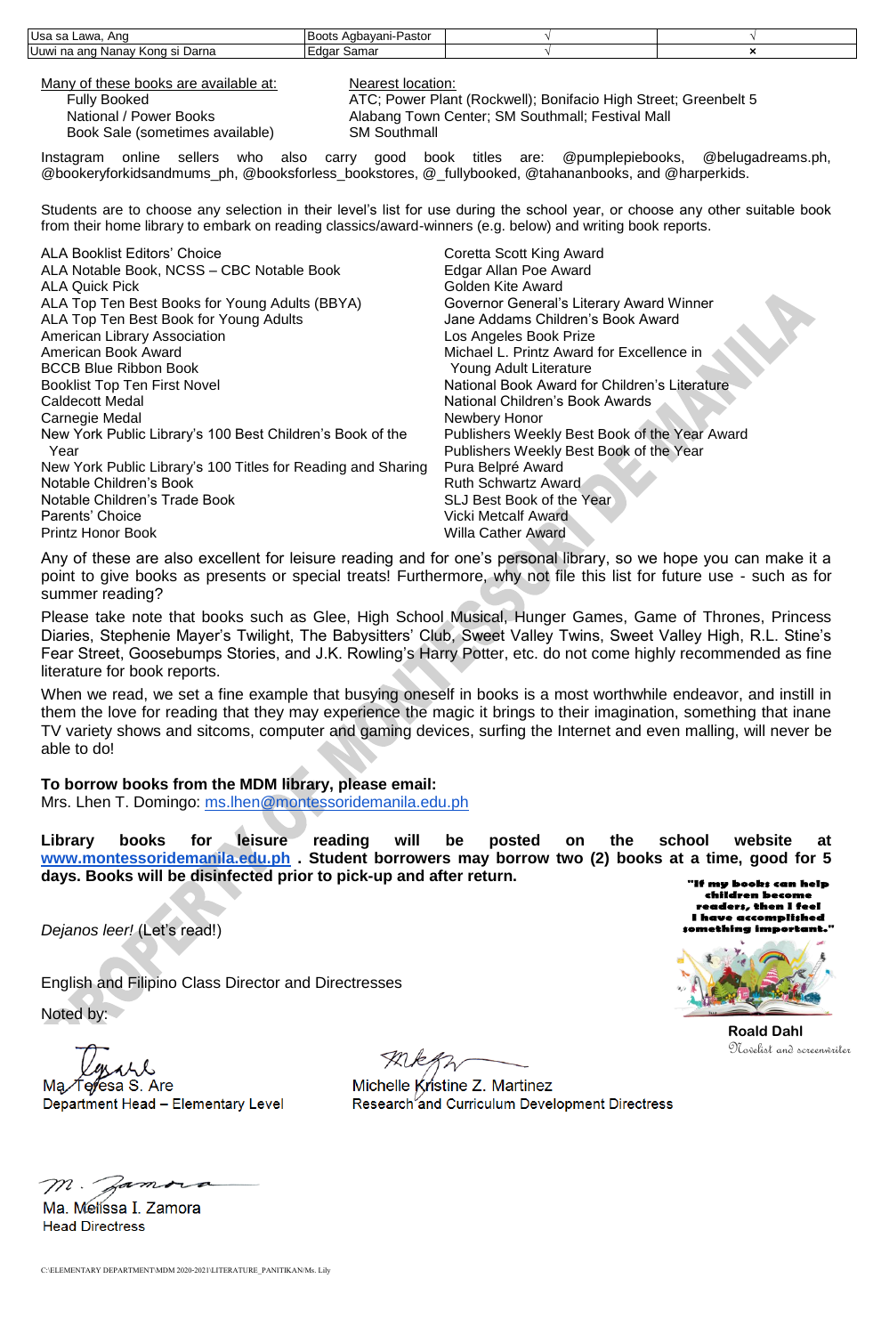| | | | |
|---|---|---|---|
| Usa sa Lawa, Ang | Boots Agbayani-Pastor | √ | √ |
| Uuwi na ang Nanay Kong si Darna | Edgar Samar | √ | × |

| Many of these books are available at: | Nearest location: |
|---|---|
| Fully Booked | ATC; Power Plant (Rockwell); Bonifacio High Street; Greenbelt 5 |
| National / Power Books | Alabang Town Center; SM Southmall; Festival Mall |
| Book Sale (sometimes available) | SM Southmall |

Instagram online sellers who also carry good book titles are: @pumplepiebooks, @belugadreams.ph, @bookeryforkidsandmums_ph, @booksforless_bookstores, @_fullybooked, @tahananbooks, and @harperkids.

Students are to choose any selection in their level's list for use during the school year, or choose any other suitable book from their home library to embark on reading classics/award-winners (e.g. below) and writing book reports.

- ALA Booklist Editors' Choice
- ALA Notable Book, NCSS – CBC Notable Book
- ALA Quick Pick
- ALA Top Ten Best Books for Young Adults (BBYA)
- ALA Top Ten Best Book for Young Adults
- American Library Association
- American Book Award
- BCCB Blue Ribbon Book
- Booklist Top Ten First Novel
- Caldecott Medal
- Carnegie Medal
- New York Public Library's 100 Best Children's Book of the Year
- New York Public Library's 100 Titles for Reading and Sharing
- Notable Children's Book
- Notable Children's Trade Book
- Parents' Choice
- Printz Honor Book
- Coretta Scott King Award
- Edgar Allan Poe Award
- Golden Kite Award
- Governor General's Literary Award Winner
- Jane Addams Children's Book Award
- Los Angeles Book Prize
- Michael L. Printz Award for Excellence in Young Adult Literature
- National Book Award for Children's Literature
- National Children's Book Awards
- Newbery Honor
- Publishers Weekly Best Book of the Year Award
- Publishers Weekly Best Book of the Year
- Pura Belpré Award
- Ruth Schwartz Award
- SLJ Best Book of the Year
- Vicki Metcalf Award
- Willa Cather Award

Any of these are also excellent for leisure reading and for one's personal library, so we hope you can make it a point to give books as presents or special treats! Furthermore, why not file this list for future use - such as for summer reading?

Please take note that books such as Glee, High School Musical, Hunger Games, Game of Thrones, Princess Diaries, Stephenie Mayer's Twilight, The Babysitters' Club, Sweet Valley Twins, Sweet Valley High, R.L. Stine's Fear Street, Goosebumps Stories, and J.K. Rowling's Harry Potter, etc. do not come highly recommended as fine literature for book reports.

When we read, we set a fine example that busying oneself in books is a most worthwhile endeavor, and instill in them the love for reading that they may experience the magic it brings to their imagination, something that inane TV variety shows and sitcoms, computer and gaming devices, surfing the Internet and even malling, will never be able to do!

**To borrow books from the MDM library, please email:**
Mrs. Lhen T. Domingo: ms.lhen@montessoridemanila.edu.ph

**Library books for leisure reading will be posted on the school website at www.montessoridemanila.edu.ph . Student borrowers may borrow two (2) books at a time, good for 5 days. Books will be disinfected prior to pick-up and after return.**

"If my books can help children become readers, then I feel I have accomplished something important."

**Roald Dahl**
Novelist and screenwriter

*Dejanos leer!* (Let's read!)

English and Filipino Class Director and Directresses

Noted by:

Ma. Teresa S. Are
Department Head – Elementary Level

Michelle Kristine Z. Martinez
Research and Curriculum Development Directress

Ma. Melissa I. Zamora
Head Directress

C:\ELEMENTARY DEPARTMENT\MDM 2020-2021\LITERATURE_PANITIKAN\Ms. Lily